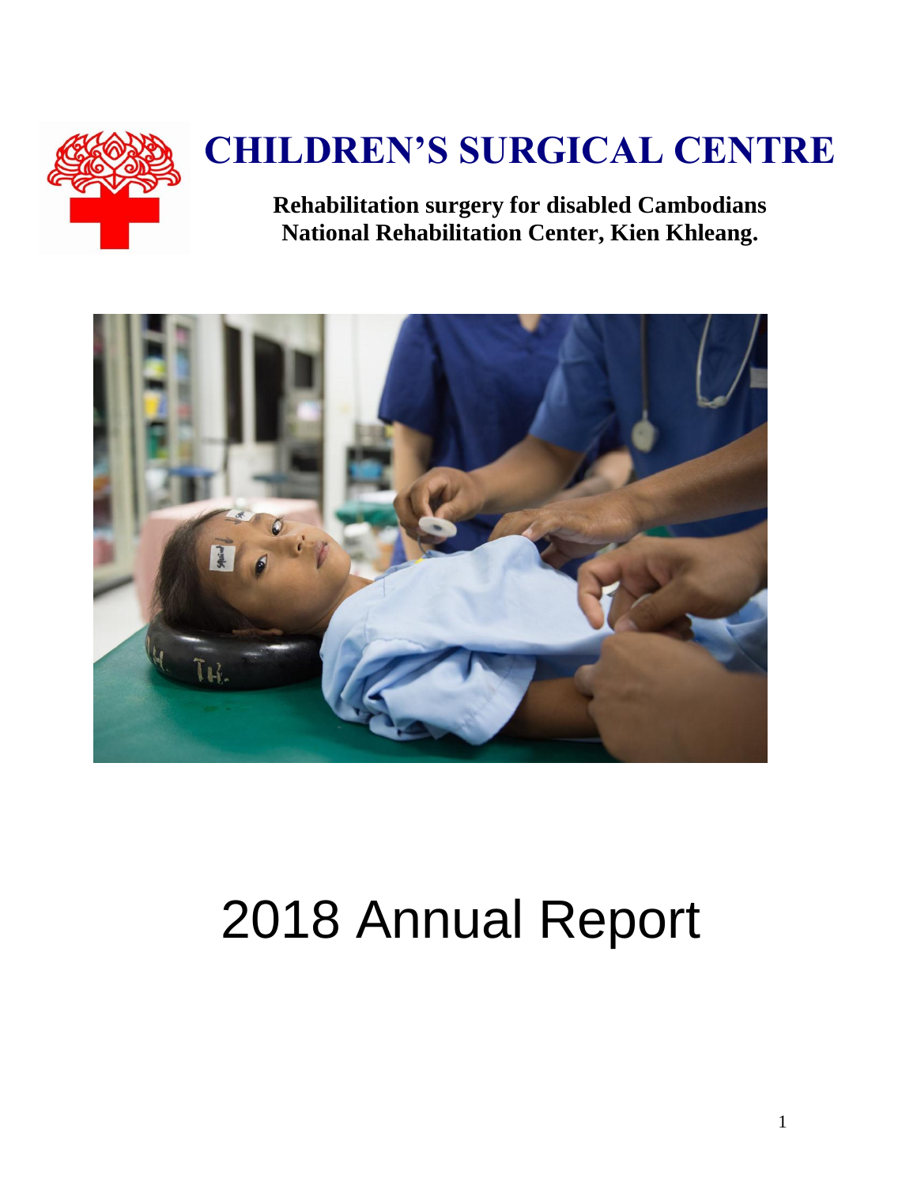# CHILDREN'S SURGICAL CENTRE

**Rehabilitation surgery for disabled Cambodians**
**National Rehabilitation Center, Kien Khleang.**

# 2018 Annual Report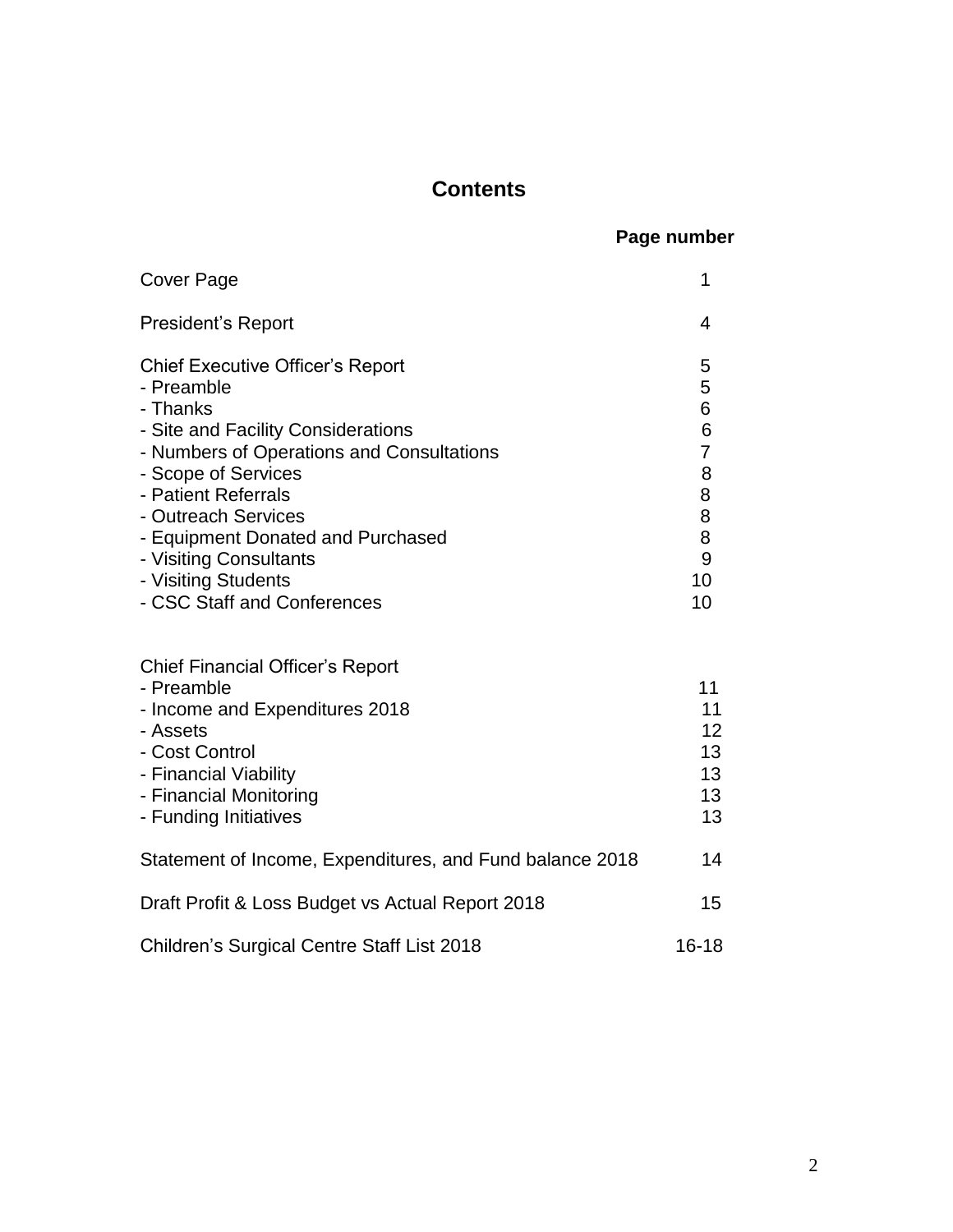# Contents

| | Page number |
|---|---|
| Cover Page | 1 |
| President's Report | 4 |
| Chief Executive Officer's Report | 5 |
| - Preamble | 5 |
| - Thanks | 6 |
| - Site and Facility Considerations | 6 |
| - Numbers of Operations and Consultations | 7 |
| - Scope of Services | 8 |
| - Patient Referrals | 8 |
| - Outreach Services | 8 |
| - Equipment Donated and Purchased | 8 |
| - Visiting Consultants | 9 |
| - Visiting Students | 10 |
| - CSC Staff and Conferences | 10 |
| Chief Financial Officer's Report | |
| - Preamble | 11 |
| - Income and Expenditures 2018 | 11 |
| - Assets | 12 |
| - Cost Control | 13 |
| - Financial Viability | 13 |
| - Financial Monitoring | 13 |
| - Funding Initiatives | 13 |
| Statement of Income, Expenditures, and Fund balance 2018 | 14 |
| Draft Profit & Loss Budget vs Actual Report 2018 | 15 |
| Children's Surgical Centre Staff List 2018 | 16-18 |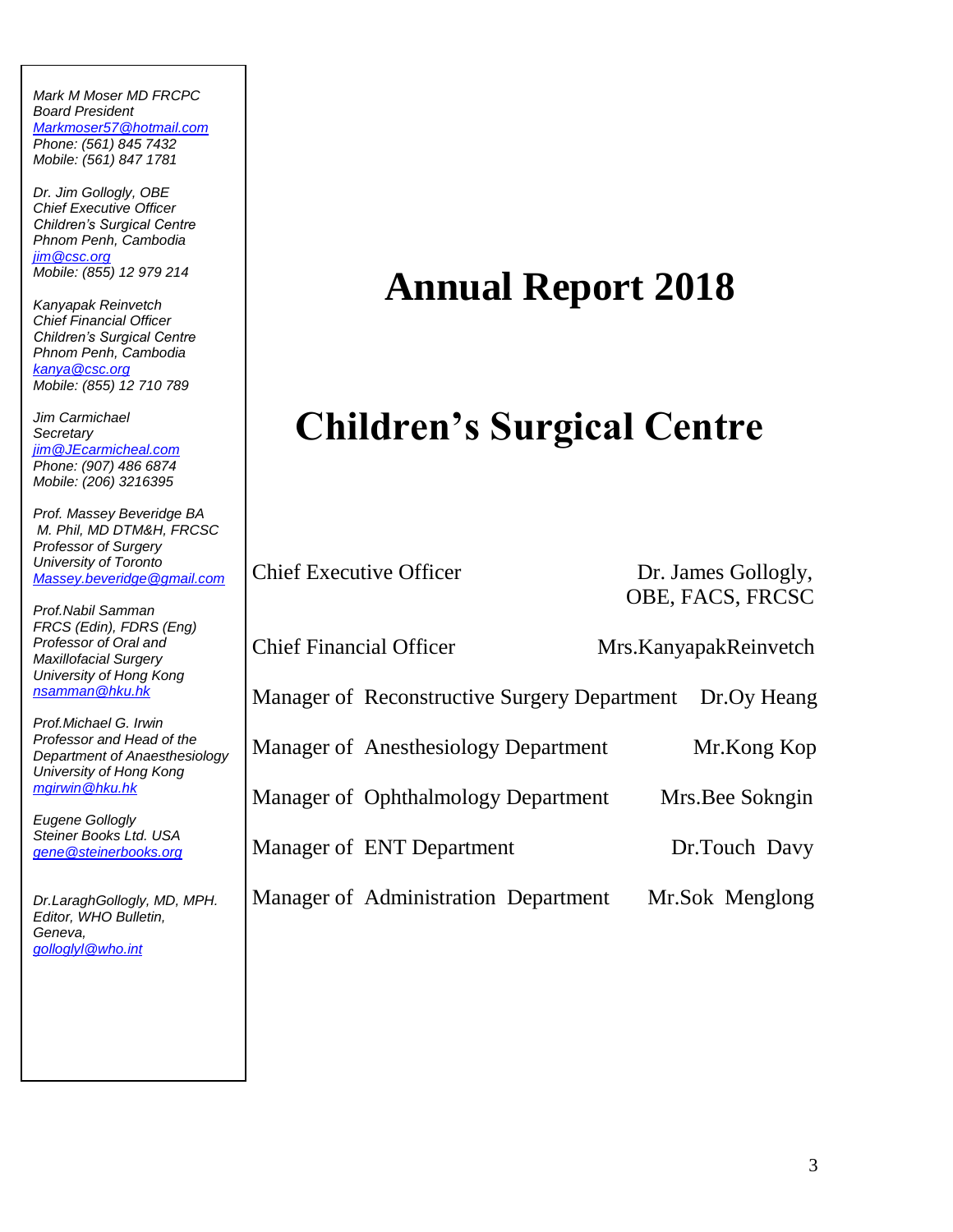*Mark M Moser MD FRCPC*
*Board President*
*Markmoser57@hotmail.com*
*Phone: (561) 845 7432*
*Mobile: (561) 847 1781*

*Dr. Jim Gollogly, OBE*
*Chief Executive Officer*
*Children's Surgical Centre*
*Phnom Penh, Cambodia*
*jim@csc.org*
*Mobile: (855) 12 979 214*

*Kanyapak Reinvetch*
*Chief Financial Officer*
*Children's Surgical Centre*
*Phnom Penh, Cambodia*
*kanya@csc.org*
*Mobile: (855) 12 710 789*

*Jim Carmichael*
*Secretary*
*jim@JEcarmicheal.com*
*Phone: (907) 486 6874*
*Mobile: (206) 3216395*

*Prof. Massey Beveridge BA*
*M. Phil, MD DTM&H, FRCSC*
*Professor of Surgery*
*University of Toronto*
*Massey.beveridge@gmail.com*

*Prof.Nabil Samman*
*FRCS (Edin), FDRS (Eng)*
*Professor of Oral and Maxillofacial Surgery*
*University of Hong Kong*
*nsamman@hku.hk*

*Prof.Michael G. Irwin*
*Professor and Head of the Department of Anaesthesiology*
*University of Hong Kong*
*mgirwin@hku.hk*

*Eugene Gollogly*
*Steiner Books Ltd. USA*
*gene@steinerbooks.org*

*Dr.LaraghGollogly, MD, MPH.*
*Editor, WHO Bulletin,*
*Geneva,*
*golloglyl@who.int*

# Annual Report 2018

# Children's Surgical Centre

| | |
|---|---|
| Chief Executive Officer | Dr. James Gollogly, OBE, FACS, FRCSC |
| Chief Financial Officer | Mrs.KanyapakReinvetch |
| Manager of Reconstructive Surgery Department | Dr.Oy Heang |
| Manager of Anesthesiology Department | Mr.Kong Kop |
| Manager of Ophthalmology Department | Mrs.Bee Sokngin |
| Manager of ENT Department | Dr.Touch Davy |
| Manager of Administration Department | Mr.Sok Menglong |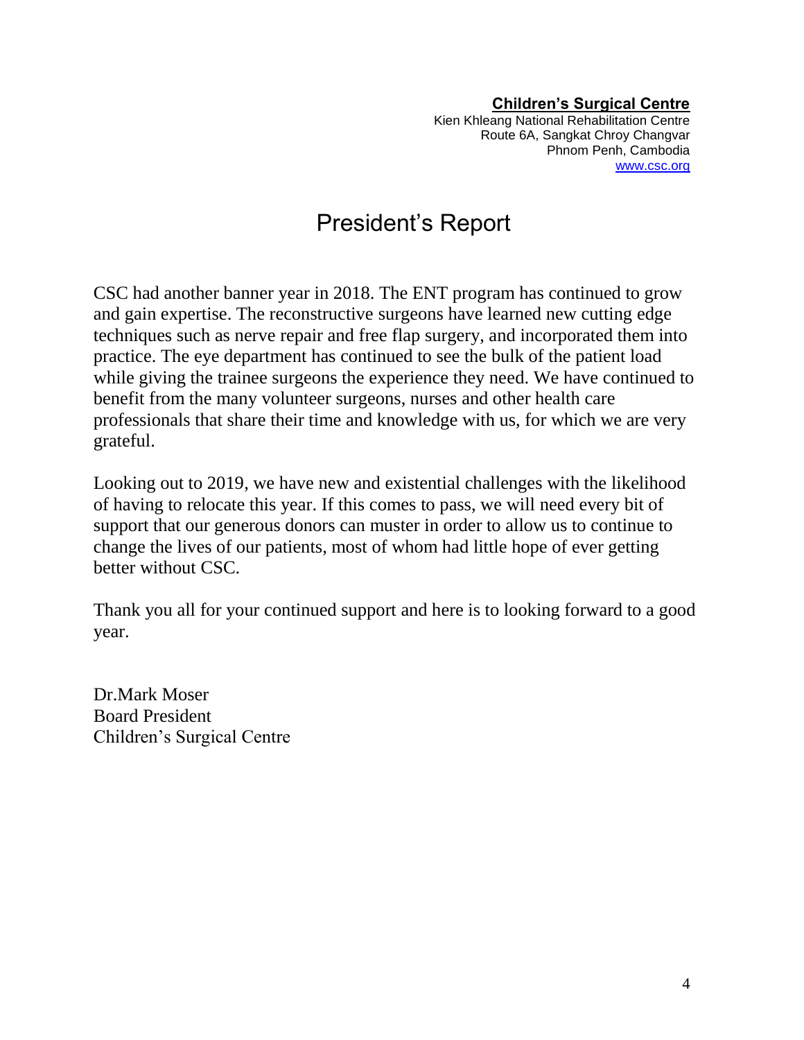**Children's Surgical Centre**
Kien Khleang National Rehabilitation Centre
Route 6A, Sangkat Chroy Changvar
Phnom Penh, Cambodia
www.csc.org

# President's Report

CSC had another banner year in 2018. The ENT program has continued to grow and gain expertise. The reconstructive surgeons have learned new cutting edge techniques such as nerve repair and free flap surgery, and incorporated them into practice. The eye department has continued to see the bulk of the patient load while giving the trainee surgeons the experience they need. We have continued to benefit from the many volunteer surgeons, nurses and other health care professionals that share their time and knowledge with us, for which we are very grateful.

Looking out to 2019, we have new and existential challenges with the likelihood of having to relocate this year. If this comes to pass, we will need every bit of support that our generous donors can muster in order to allow us to continue to change the lives of our patients, most of whom had little hope of ever getting better without CSC.

Thank you all for your continued support and here is to looking forward to a good year.

Dr.Mark Moser
Board President
Children's Surgical Centre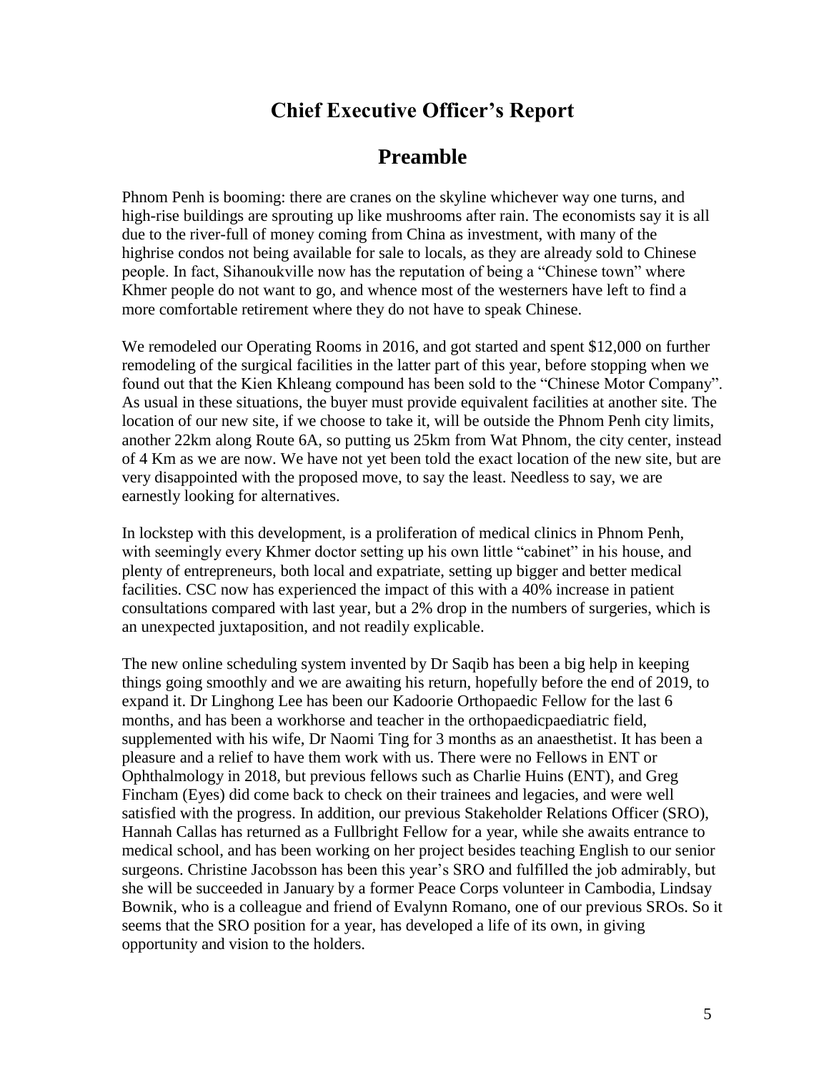# Chief Executive Officer's Report

## Preamble

Phnom Penh is booming: there are cranes on the skyline whichever way one turns, and high-rise buildings are sprouting up like mushrooms after rain. The economists say it is all due to the river-full of money coming from China as investment, with many of the highrise condos not being available for sale to locals, as they are already sold to Chinese people. In fact, Sihanoukville now has the reputation of being a "Chinese town" where Khmer people do not want to go, and whence most of the westerners have left to find a more comfortable retirement where they do not have to speak Chinese.

We remodeled our Operating Rooms in 2016, and got started and spent $12,000 on further remodeling of the surgical facilities in the latter part of this year, before stopping when we found out that the Kien Khleang compound has been sold to the "Chinese Motor Company". As usual in these situations, the buyer must provide equivalent facilities at another site. The location of our new site, if we choose to take it, will be outside the Phnom Penh city limits, another 22km along Route 6A, so putting us 25km from Wat Phnom, the city center, instead of 4 Km as we are now. We have not yet been told the exact location of the new site, but are very disappointed with the proposed move, to say the least. Needless to say, we are earnestly looking for alternatives.

In lockstep with this development, is a proliferation of medical clinics in Phnom Penh, with seemingly every Khmer doctor setting up his own little "cabinet" in his house, and plenty of entrepreneurs, both local and expatriate, setting up bigger and better medical facilities. CSC now has experienced the impact of this with a 40% increase in patient consultations compared with last year, but a 2% drop in the numbers of surgeries, which is an unexpected juxtaposition, and not readily explicable.

The new online scheduling system invented by Dr Saqib has been a big help in keeping things going smoothly and we are awaiting his return, hopefully before the end of 2019, to expand it. Dr Linghong Lee has been our Kadoorie Orthopaedic Fellow for the last 6 months, and has been a workhorse and teacher in the orthopaedicpaediatric field, supplemented with his wife, Dr Naomi Ting for 3 months as an anaesthetist. It has been a pleasure and a relief to have them work with us. There were no Fellows in ENT or Ophthalmology in 2018, but previous fellows such as Charlie Huins (ENT), and Greg Fincham (Eyes) did come back to check on their trainees and legacies, and were well satisfied with the progress. In addition, our previous Stakeholder Relations Officer (SRO), Hannah Callas has returned as a Fullbright Fellow for a year, while she awaits entrance to medical school, and has been working on her project besides teaching English to our senior surgeons. Christine Jacobsson has been this year's SRO and fulfilled the job admirably, but she will be succeeded in January by a former Peace Corps volunteer in Cambodia, Lindsay Bownik, who is a colleague and friend of Evalynn Romano, one of our previous SROs. So it seems that the SRO position for a year, has developed a life of its own, in giving opportunity and vision to the holders.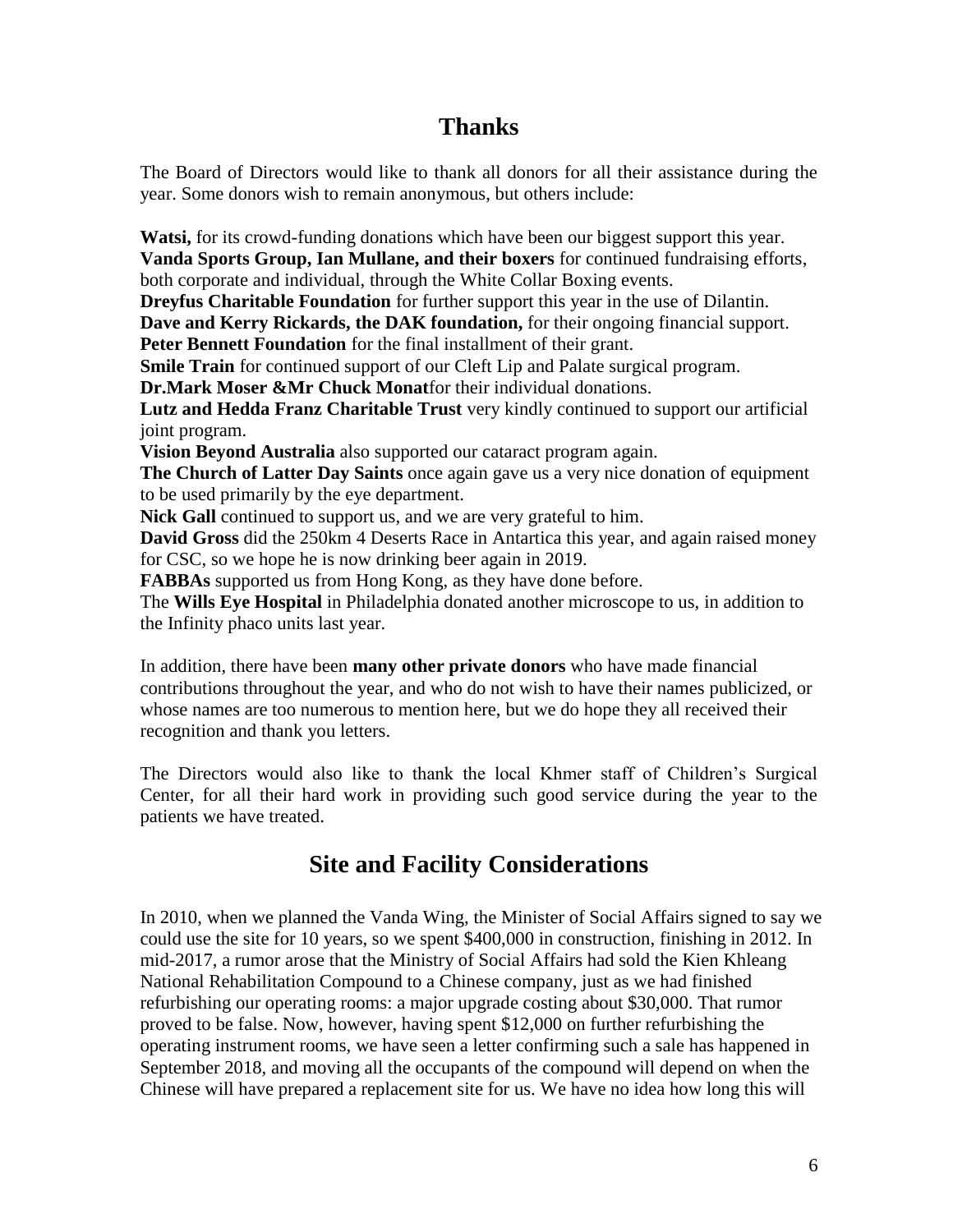## Thanks

The Board of Directors would like to thank all donors for all their assistance during the year. Some donors wish to remain anonymous, but others include:

**Watsi,** for its crowd-funding donations which have been our biggest support this year.
**Vanda Sports Group, Ian Mullane, and their boxers** for continued fundraising efforts, both corporate and individual, through the White Collar Boxing events.
**Dreyfus Charitable Foundation** for further support this year in the use of Dilantin.
**Dave and Kerry Rickards, the DAK foundation,** for their ongoing financial support.
**Peter Bennett Foundation** for the final installment of their grant.
**Smile Train** for continued support of our Cleft Lip and Palate surgical program.
**Dr.Mark Moser &Mr Chuck Monat**for their individual donations.
**Lutz and Hedda Franz Charitable Trust** very kindly continued to support our artificial joint program.
**Vision Beyond Australia** also supported our cataract program again.
**The Church of Latter Day Saints** once again gave us a very nice donation of equipment to be used primarily by the eye department.
**Nick Gall** continued to support us, and we are very grateful to him.
**David Gross** did the 250km 4 Deserts Race in Antartica this year, and again raised money for CSC, so we hope he is now drinking beer again in 2019.
**FABBAs** supported us from Hong Kong, as they have done before.
The **Wills Eye Hospital** in Philadelphia donated another microscope to us, in addition to the Infinity phaco units last year.

In addition, there have been **many other private donors** who have made financial contributions throughout the year, and who do not wish to have their names publicized, or whose names are too numerous to mention here, but we do hope they all received their recognition and thank you letters.

The Directors would also like to thank the local Khmer staff of Children's Surgical Center, for all their hard work in providing such good service during the year to the patients we have treated.

## Site and Facility Considerations

In 2010, when we planned the Vanda Wing, the Minister of Social Affairs signed to say we could use the site for 10 years, so we spent $400,000 in construction, finishing in 2012. In mid-2017, a rumor arose that the Ministry of Social Affairs had sold the Kien Khleang National Rehabilitation Compound to a Chinese company, just as we had finished refurbishing our operating rooms: a major upgrade costing about $30,000. That rumor proved to be false. Now, however, having spent $12,000 on further refurbishing the operating instrument rooms, we have seen a letter confirming such a sale has happened in September 2018, and moving all the occupants of the compound will depend on when the Chinese will have prepared a replacement site for us. We have no idea how long this will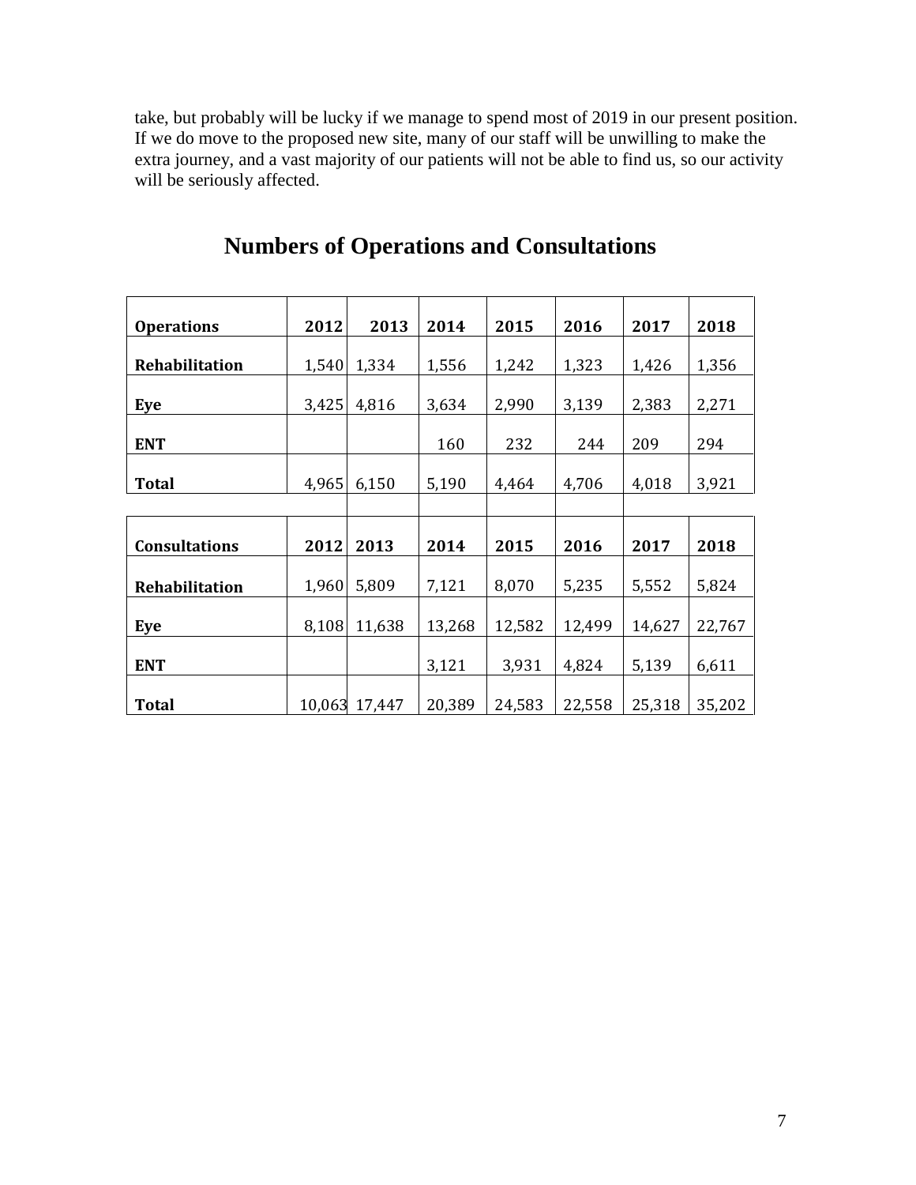take, but probably will be lucky if we manage to spend most of 2019 in our present position. If we do move to the proposed new site, many of our staff will be unwilling to make the extra journey, and a vast majority of our patients will not be able to find us, so our activity will be seriously affected.

# Numbers of Operations and Consultations

| **Operations** | **2012** | **2013** | **2014** | **2015** | **2016** | **2017** | **2018** |
|---|---|---|---|---|---|---|---|
| **Rehabilitation** | 1,540 | 1,334 | 1,556 | 1,242 | 1,323 | 1,426 | 1,356 |
| **Eye** | 3,425 | 4,816 | 3,634 | 2,990 | 3,139 | 2,383 | 2,271 |
| **ENT** | | | 160 | 232 | 244 | 209 | 294 |
| **Total** | 4,965 | 6,150 | 5,190 | 4,464 | 4,706 | 4,018 | 3,921 |

| **Consultations** | **2012** | **2013** | **2014** | **2015** | **2016** | **2017** | **2018** |
|---|---|---|---|---|---|---|---|
| **Rehabilitation** | 1,960 | 5,809 | 7,121 | 8,070 | 5,235 | 5,552 | 5,824 |
| **Eye** | 8,108 | 11,638 | 13,268 | 12,582 | 12,499 | 14,627 | 22,767 |
| **ENT** | | | 3,121 | 3,931 | 4,824 | 5,139 | 6,611 |
| **Total** | 10,063 | 17,447 | 20,389 | 24,583 | 22,558 | 25,318 | 35,202 |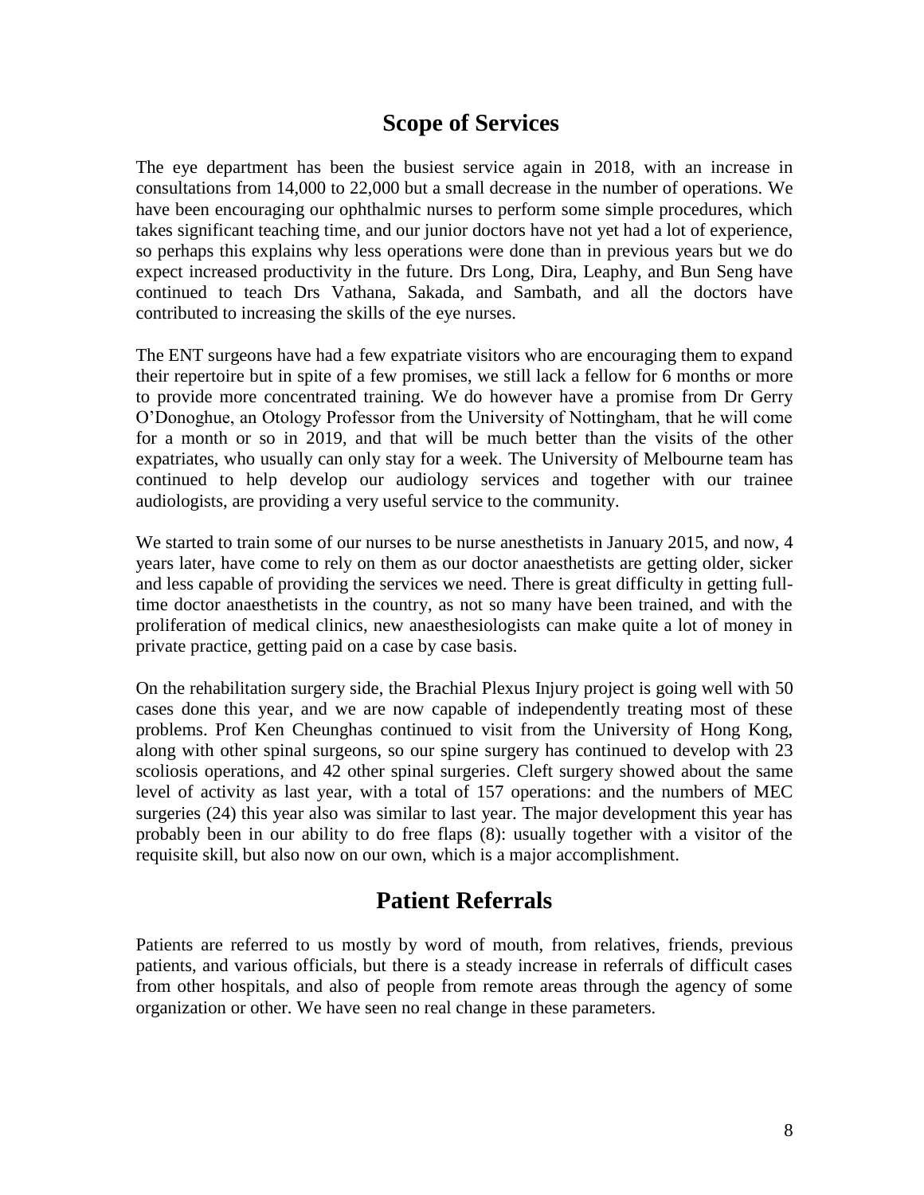## Scope of Services

The eye department has been the busiest service again in 2018, with an increase in consultations from 14,000 to 22,000 but a small decrease in the number of operations. We have been encouraging our ophthalmic nurses to perform some simple procedures, which takes significant teaching time, and our junior doctors have not yet had a lot of experience, so perhaps this explains why less operations were done than in previous years but we do expect increased productivity in the future. Drs Long, Dira, Leaphy, and Bun Seng have continued to teach Drs Vathana, Sakada, and Sambath, and all the doctors have contributed to increasing the skills of the eye nurses.

The ENT surgeons have had a few expatriate visitors who are encouraging them to expand their repertoire but in spite of a few promises, we still lack a fellow for 6 months or more to provide more concentrated training. We do however have a promise from Dr Gerry O'Donoghue, an Otology Professor from the University of Nottingham, that he will come for a month or so in 2019, and that will be much better than the visits of the other expatriates, who usually can only stay for a week. The University of Melbourne team has continued to help develop our audiology services and together with our trainee audiologists, are providing a very useful service to the community.

We started to train some of our nurses to be nurse anesthetists in January 2015, and now, 4 years later, have come to rely on them as our doctor anaesthetists are getting older, sicker and less capable of providing the services we need. There is great difficulty in getting full-time doctor anaesthetists in the country, as not so many have been trained, and with the proliferation of medical clinics, new anaesthesiologists can make quite a lot of money in private practice, getting paid on a case by case basis.

On the rehabilitation surgery side, the Brachial Plexus Injury project is going well with 50 cases done this year, and we are now capable of independently treating most of these problems. Prof Ken Cheunghas continued to visit from the University of Hong Kong, along with other spinal surgeons, so our spine surgery has continued to develop with 23 scoliosis operations, and 42 other spinal surgeries. Cleft surgery showed about the same level of activity as last year, with a total of 157 operations: and the numbers of MEC surgeries (24) this year also was similar to last year. The major development this year has probably been in our ability to do free flaps (8): usually together with a visitor of the requisite skill, but also now on our own, which is a major accomplishment.

## Patient Referrals

Patients are referred to us mostly by word of mouth, from relatives, friends, previous patients, and various officials, but there is a steady increase in referrals of difficult cases from other hospitals, and also of people from remote areas through the agency of some organization or other. We have seen no real change in these parameters.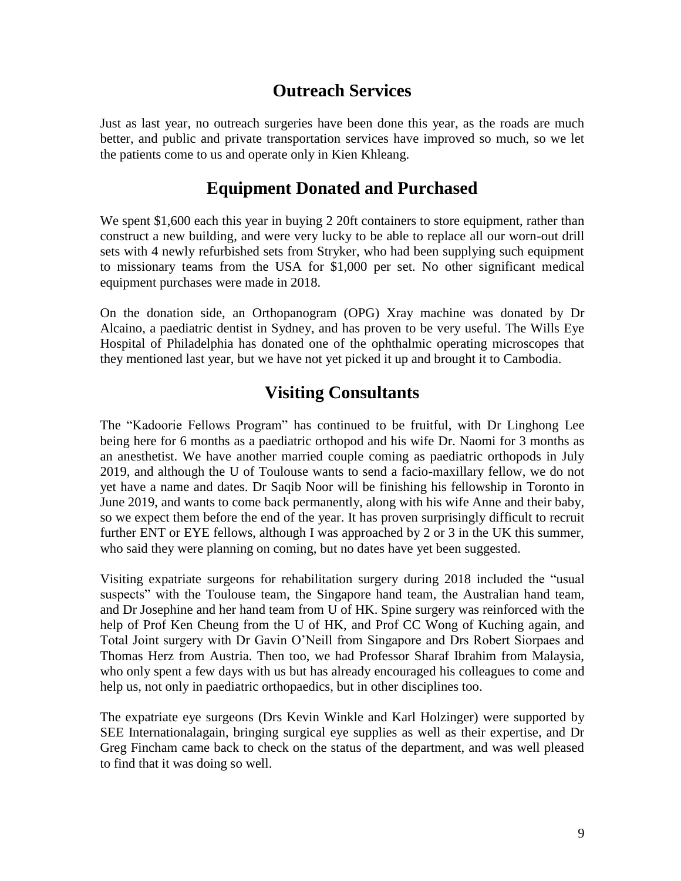## Outreach Services

Just as last year, no outreach surgeries have been done this year, as the roads are much better, and public and private transportation services have improved so much, so we let the patients come to us and operate only in Kien Khleang.

## Equipment Donated and Purchased

We spent $1,600 each this year in buying 2 20ft containers to store equipment, rather than construct a new building, and were very lucky to be able to replace all our worn-out drill sets with 4 newly refurbished sets from Stryker, who had been supplying such equipment to missionary teams from the USA for $1,000 per set. No other significant medical equipment purchases were made in 2018.

On the donation side, an Orthopanogram (OPG) Xray machine was donated by Dr Alcaino, a paediatric dentist in Sydney, and has proven to be very useful. The Wills Eye Hospital of Philadelphia has donated one of the ophthalmic operating microscopes that they mentioned last year, but we have not yet picked it up and brought it to Cambodia.

## Visiting Consultants

The "Kadoorie Fellows Program" has continued to be fruitful, with Dr Linghong Lee being here for 6 months as a paediatric orthopod and his wife Dr. Naomi for 3 months as an anesthetist. We have another married couple coming as paediatric orthopods in July 2019, and although the U of Toulouse wants to send a facio-maxillary fellow, we do not yet have a name and dates. Dr Saqib Noor will be finishing his fellowship in Toronto in June 2019, and wants to come back permanently, along with his wife Anne and their baby, so we expect them before the end of the year. It has proven surprisingly difficult to recruit further ENT or EYE fellows, although I was approached by 2 or 3 in the UK this summer, who said they were planning on coming, but no dates have yet been suggested.

Visiting expatriate surgeons for rehabilitation surgery during 2018 included the "usual suspects" with the Toulouse team, the Singapore hand team, the Australian hand team, and Dr Josephine and her hand team from U of HK. Spine surgery was reinforced with the help of Prof Ken Cheung from the U of HK, and Prof CC Wong of Kuching again, and Total Joint surgery with Dr Gavin O'Neill from Singapore and Drs Robert Siorpaes and Thomas Herz from Austria. Then too, we had Professor Sharaf Ibrahim from Malaysia, who only spent a few days with us but has already encouraged his colleagues to come and help us, not only in paediatric orthopaedics, but in other disciplines too.

The expatriate eye surgeons (Drs Kevin Winkle and Karl Holzinger) were supported by SEE Internationalagain, bringing surgical eye supplies as well as their expertise, and Dr Greg Fincham came back to check on the status of the department, and was well pleased to find that it was doing so well.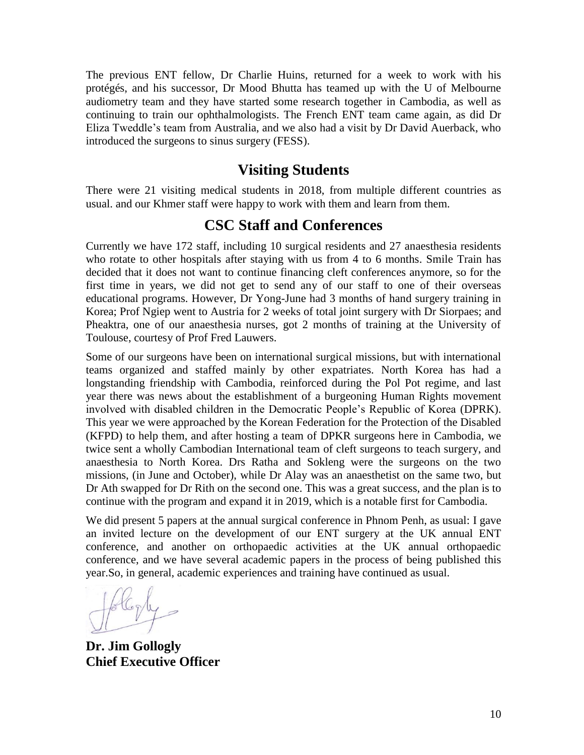The previous ENT fellow, Dr Charlie Huins, returned for a week to work with his protégés, and his successor, Dr Mood Bhutta has teamed up with the U of Melbourne audiometry team and they have started some research together in Cambodia, as well as continuing to train our ophthalmologists. The French ENT team came again, as did Dr Eliza Tweddle's team from Australia, and we also had a visit by Dr David Auerback, who introduced the surgeons to sinus surgery (FESS).

## Visiting Students

There were 21 visiting medical students in 2018, from multiple different countries as usual. and our Khmer staff were happy to work with them and learn from them.

## CSC Staff and Conferences

Currently we have 172 staff, including 10 surgical residents and 27 anaesthesia residents who rotate to other hospitals after staying with us from 4 to 6 months. Smile Train has decided that it does not want to continue financing cleft conferences anymore, so for the first time in years, we did not get to send any of our staff to one of their overseas educational programs. However, Dr Yong-June had 3 months of hand surgery training in Korea; Prof Ngiep went to Austria for 2 weeks of total joint surgery with Dr Siorpaes; and Pheaktra, one of our anaesthesia nurses, got 2 months of training at the University of Toulouse, courtesy of Prof Fred Lauwers.

Some of our surgeons have been on international surgical missions, but with international teams organized and staffed mainly by other expatriates. North Korea has had a longstanding friendship with Cambodia, reinforced during the Pol Pot regime, and last year there was news about the establishment of a burgeoning Human Rights movement involved with disabled children in the Democratic People's Republic of Korea (DPRK). This year we were approached by the Korean Federation for the Protection of the Disabled (KFPD) to help them, and after hosting a team of DPKR surgeons here in Cambodia, we twice sent a wholly Cambodian International team of cleft surgeons to teach surgery, and anaesthesia to North Korea. Drs Ratha and Sokleng were the surgeons on the two missions, (in June and October), while Dr Alay was an anaesthetist on the same two, but Dr Ath swapped for Dr Rith on the second one. This was a great success, and the plan is to continue with the program and expand it in 2019, which is a notable first for Cambodia.

We did present 5 papers at the annual surgical conference in Phnom Penh, as usual: I gave an invited lecture on the development of our ENT surgery at the UK annual ENT conference, and another on orthopaedic activities at the UK annual orthopaedic conference, and we have several academic papers in the process of being published this year.So, in general, academic experiences and training have continued as usual.

**Dr. Jim Gollogly**
**Chief Executive Officer**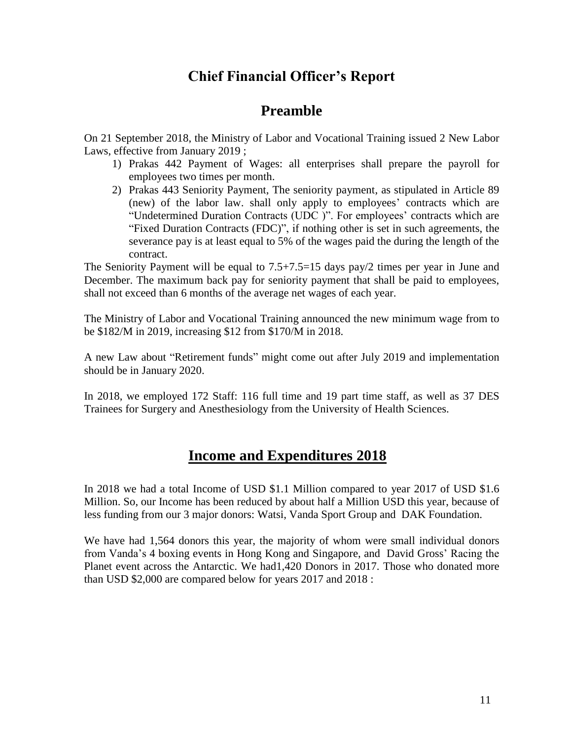# Chief Financial Officer's Report

## Preamble

On 21 September 2018, the Ministry of Labor and Vocational Training issued 2 New Labor Laws, effective from January 2019 ;

1) Prakas 442 Payment of Wages: all enterprises shall prepare the payroll for employees two times per month.
2) Prakas 443 Seniority Payment, The seniority payment, as stipulated in Article 89 (new) of the labor law. shall only apply to employees' contracts which are "Undetermined Duration Contracts (UDC )". For employees' contracts which are "Fixed Duration Contracts (FDC)", if nothing other is set in such agreements, the severance pay is at least equal to 5% of the wages paid the during the length of the contract.

The Seniority Payment will be equal to 7.5+7.5=15 days pay/2 times per year in June and December. The maximum back pay for seniority payment that shall be paid to employees, shall not exceed than 6 months of the average net wages of each year.

The Ministry of Labor and Vocational Training announced the new minimum wage from to be $182/M in 2019, increasing $12 from $170/M in 2018.

A new Law about "Retirement funds" might come out after July 2019 and implementation should be in January 2020.

In 2018, we employed 172 Staff: 116 full time and 19 part time staff, as well as 37 DES Trainees for Surgery and Anesthesiology from the University of Health Sciences.

## Income and Expenditures 2018

In 2018 we had a total Income of USD $1.1 Million compared to year 2017 of USD $1.6 Million. So, our Income has been reduced by about half a Million USD this year, because of less funding from our 3 major donors: Watsi, Vanda Sport Group and DAK Foundation.

We have had 1,564 donors this year, the majority of whom were small individual donors from Vanda's 4 boxing events in Hong Kong and Singapore, and David Gross' Racing the Planet event across the Antarctic. We had1,420 Donors in 2017. Those who donated more than USD $2,000 are compared below for years 2017 and 2018 :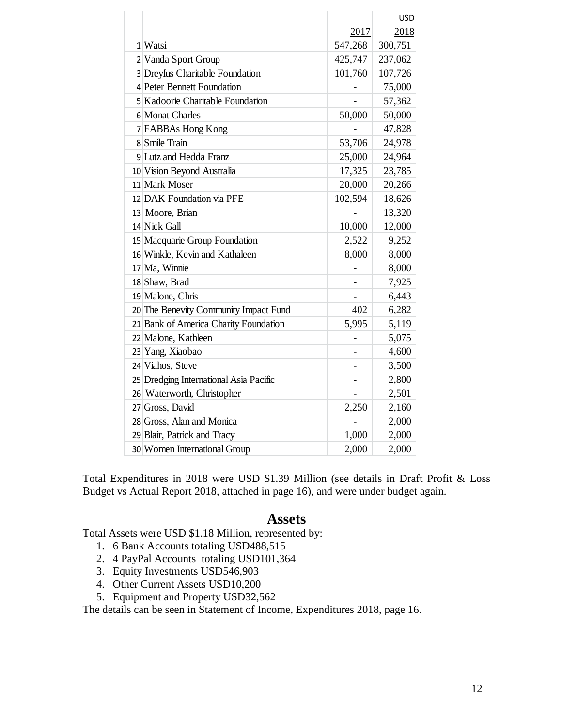| | | | USD |
|---|---|---|---|
| | | 2017 | 2018 |
| 1 | Watsi | 547,268 | 300,751 |
| 2 | Vanda Sport Group | 425,747 | 237,062 |
| 3 | Dreyfus Charitable Foundation | 101,760 | 107,726 |
| 4 | Peter Bennett Foundation | - | 75,000 |
| 5 | Kadoorie Charitable Foundation | - | 57,362 |
| 6 | Monat Charles | 50,000 | 50,000 |
| 7 | FABBAs Hong Kong | - | 47,828 |
| 8 | Smile Train | 53,706 | 24,978 |
| 9 | Lutz and Hedda Franz | 25,000 | 24,964 |
| 10 | Vision Beyond Australia | 17,325 | 23,785 |
| 11 | Mark Moser | 20,000 | 20,266 |
| 12 | DAK Foundation via PFE | 102,594 | 18,626 |
| 13 | Moore, Brian | - | 13,320 |
| 14 | Nick Gall | 10,000 | 12,000 |
| 15 | Macquarie Group Foundation | 2,522 | 9,252 |
| 16 | Winkle, Kevin and Kathaleen | 8,000 | 8,000 |
| 17 | Ma, Winnie | - | 8,000 |
| 18 | Shaw, Brad | - | 7,925 |
| 19 | Malone, Chris | - | 6,443 |
| 20 | The Benevity Community Impact Fund | 402 | 6,282 |
| 21 | Bank of America Charity Foundation | 5,995 | 5,119 |
| 22 | Malone, Kathleen | - | 5,075 |
| 23 | Yang, Xiaobao | - | 4,600 |
| 24 | Viahos, Steve | - | 3,500 |
| 25 | Dredging International Asia Pacific | - | 2,800 |
| 26 | Waterworth, Christopher | - | 2,501 |
| 27 | Gross, David | 2,250 | 2,160 |
| 28 | Gross, Alan and Monica | - | 2,000 |
| 29 | Blair, Patrick and Tracy | 1,000 | 2,000 |
| 30 | Women International Group | 2,000 | 2,000 |

Total Expenditures in 2018 were USD $1.39 Million (see details in Draft Profit & Loss Budget vs Actual Report 2018, attached in page 16), and were under budget again.

## Assets

Total Assets were USD $1.18 Million, represented by:

1. 6 Bank Accounts totaling USD488,515
2. 4 PayPal Accounts totaling USD101,364
3. Equity Investments USD546,903
4. Other Current Assets USD10,200
5. Equipment and Property USD32,562

The details can be seen in Statement of Income, Expenditures 2018, page 16.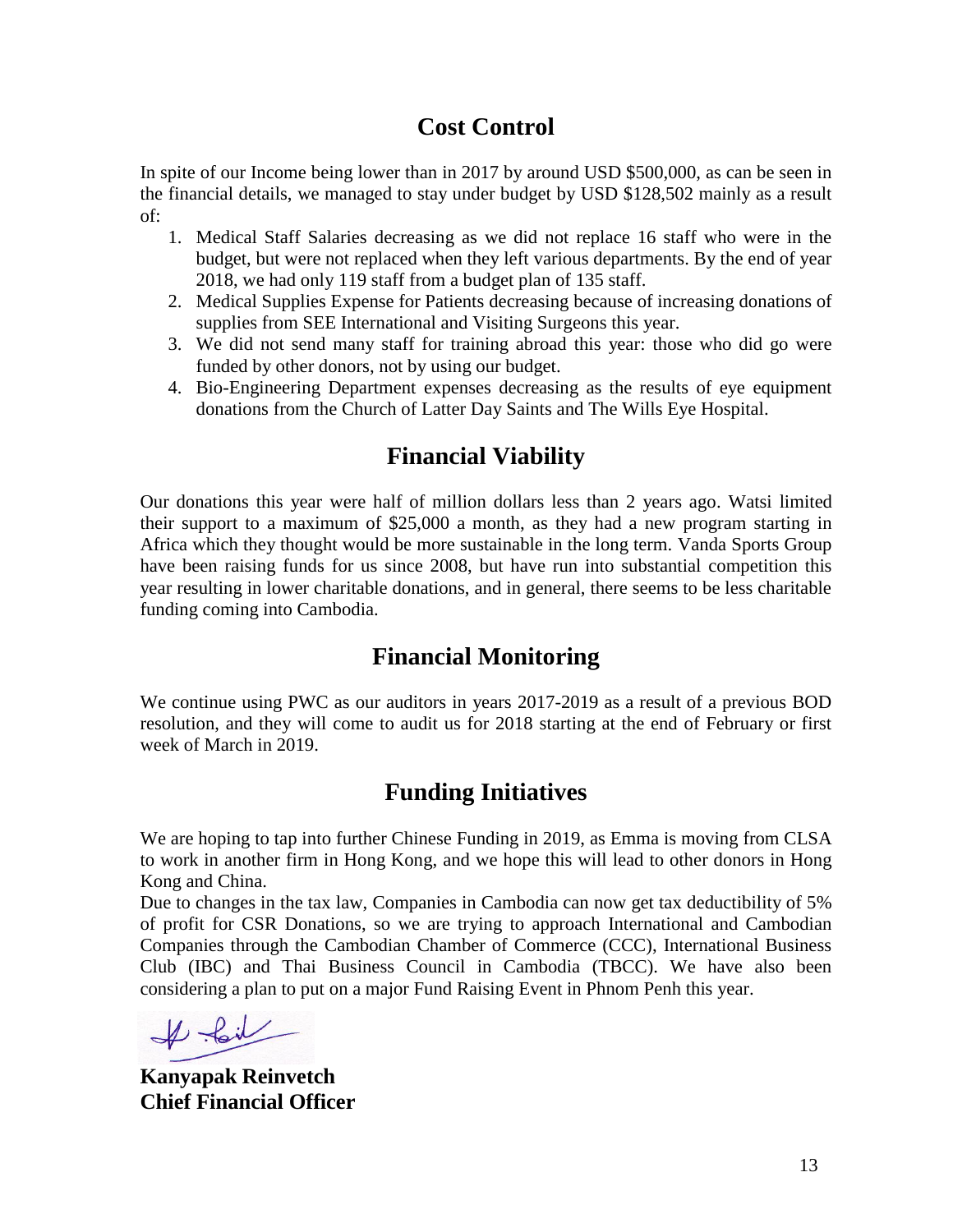## Cost Control

In spite of our Income being lower than in 2017 by around USD $500,000, as can be seen in the financial details, we managed to stay under budget by USD $128,502 mainly as a result of:

1. Medical Staff Salaries decreasing as we did not replace 16 staff who were in the budget, but were not replaced when they left various departments. By the end of year 2018, we had only 119 staff from a budget plan of 135 staff.
2. Medical Supplies Expense for Patients decreasing because of increasing donations of supplies from SEE International and Visiting Surgeons this year.
3. We did not send many staff for training abroad this year: those who did go were funded by other donors, not by using our budget.
4. Bio-Engineering Department expenses decreasing as the results of eye equipment donations from the Church of Latter Day Saints and The Wills Eye Hospital.

## Financial Viability

Our donations this year were half of million dollars less than 2 years ago. Watsi limited their support to a maximum of $25,000 a month, as they had a new program starting in Africa which they thought would be more sustainable in the long term. Vanda Sports Group have been raising funds for us since 2008, but have run into substantial competition this year resulting in lower charitable donations, and in general, there seems to be less charitable funding coming into Cambodia.

## Financial Monitoring

We continue using PWC as our auditors in years 2017-2019 as a result of a previous BOD resolution, and they will come to audit us for 2018 starting at the end of February or first week of March in 2019.

## Funding Initiatives

We are hoping to tap into further Chinese Funding in 2019, as Emma is moving from CLSA to work in another firm in Hong Kong, and we hope this will lead to other donors in Hong Kong and China.

Due to changes in the tax law, Companies in Cambodia can now get tax deductibility of 5% of profit for CSR Donations, so we are trying to approach International and Cambodian Companies through the Cambodian Chamber of Commerce (CCC), International Business Club (IBC) and Thai Business Council in Cambodia (TBCC). We have also been considering a plan to put on a major Fund Raising Event in Phnom Penh this year.

**Kanyapak Reinvetch**
**Chief Financial Officer**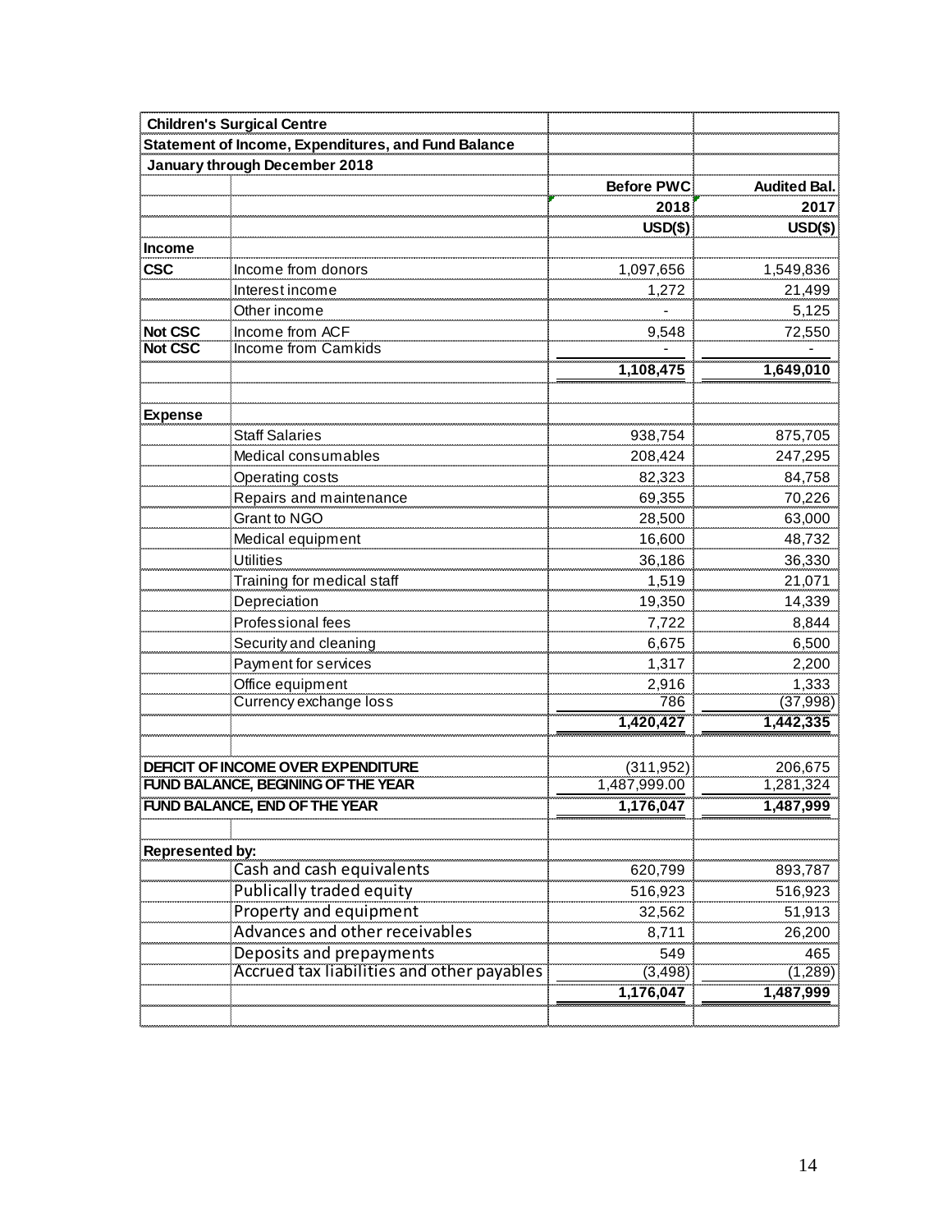| Children's Surgical Centre | | | |
|---|---|---|---|
| **Statement of Income, Expenditures, and Fund Balance** | | | |
| **January through December 2018** | | | |
| | | **Before PWC** | **Audited Bal.** |
| | | **2018** | **2017** |
| | | **USD($)** | **USD($)** |
| **Income** | | | |
| **CSC** | Income from donors | 1,097,656 | 1,549,836 |
| | Interest income | 1,272 | 21,499 |
| | Other income | - | 5,125 |
| **Not CSC** | Income from ACF | 9,548 | 72,550 |
| **Not CSC** | Income from Camkids | - | - |
| | | **1,108,475** | **1,649,010** |
| | | | |
| **Expense** | | | |
| | Staff Salaries | 938,754 | 875,705 |
| | Medical consumables | 208,424 | 247,295 |
| | Operating costs | 82,323 | 84,758 |
| | Repairs and maintenance | 69,355 | 70,226 |
| | Grant to NGO | 28,500 | 63,000 |
| | Medical equipment | 16,600 | 48,732 |
| | Utilities | 36,186 | 36,330 |
| | Training for medical staff | 1,519 | 21,071 |
| | Depreciation | 19,350 | 14,339 |
| | Professional fees | 7,722 | 8,844 |
| | Security and cleaning | 6,675 | 6,500 |
| | Payment for services | 1,317 | 2,200 |
| | Office equipment | 2,916 | 1,333 |
| | Currency exchange loss | 786 | (37,998) |
| | | **1,420,427** | **1,442,335** |
| | | | |
| **DEFICIT OF INCOME OVER EXPENDITURE** | | (311,952) | 206,675 |
| **FUND BALANCE, BEGINING OF THE YEAR** | | 1,487,999.00 | 1,281,324 |
| **FUND BALANCE, END OF THE YEAR** | | **1,176,047** | **1,487,999** |
| | | | |
| **Represented by:** | | | |
| | Cash and cash equivalents | 620,799 | 893,787 |
| | Publically traded equity | 516,923 | 516,923 |
| | Property and equipment | 32,562 | 51,913 |
| | Advances and other receivables | 8,711 | 26,200 |
| | Deposits and prepayments | 549 | 465 |
| | Accrued tax liabilities and other payables | (3,498) | (1,289) |
| | | **1,176,047** | **1,487,999** |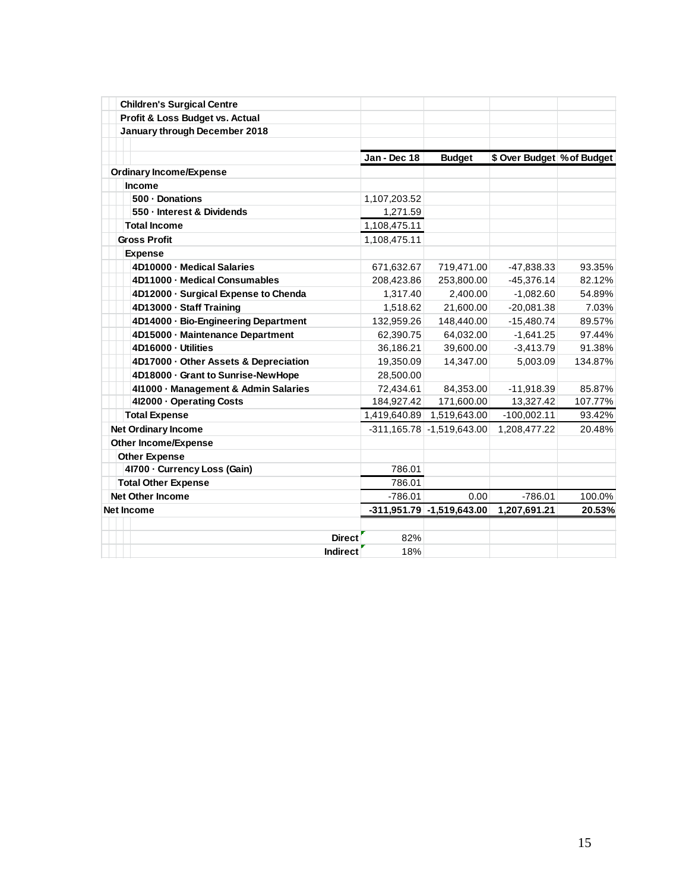**Children's Surgical Centre**
**Profit & Loss Budget vs. Actual**
**January through December 2018**

| | Jan - Dec 18 | Budget | $ Over Budget | % of Budget |
|---|---|---|---|---|
| **Ordinary Income/Expense** | | | | |
| **Income** | | | | |
| **500 · Donations** | 1,107,203.52 | | | |
| **550 · Interest & Dividends** | 1,271.59 | | | |
| **Total Income** | 1,108,475.11 | | | |
| **Gross Profit** | 1,108,475.11 | | | |
| **Expense** | | | | |
| **4D10000 · Medical Salaries** | 671,632.67 | 719,471.00 | -47,838.33 | 93.35% |
| **4D11000 · Medical Consumables** | 208,423.86 | 253,800.00 | -45,376.14 | 82.12% |
| **4D12000 · Surgical Expense to Chenda** | 1,317.40 | 2,400.00 | -1,082.60 | 54.89% |
| **4D13000 · Staff Training** | 1,518.62 | 21,600.00 | -20,081.38 | 7.03% |
| **4D14000 · Bio-Engineering Department** | 132,959.26 | 148,440.00 | -15,480.74 | 89.57% |
| **4D15000 · Maintenance Department** | 62,390.75 | 64,032.00 | -1,641.25 | 97.44% |
| **4D16000 · Utilities** | 36,186.21 | 39,600.00 | -3,413.79 | 91.38% |
| **4D17000 · Other Assets & Depreciation** | 19,350.09 | 14,347.00 | 5,003.09 | 134.87% |
| **4D18000 · Grant to Sunrise-NewHope** | 28,500.00 | | | |
| **4I1000 · Management & Admin Salaries** | 72,434.61 | 84,353.00 | -11,918.39 | 85.87% |
| **4I2000 · Operating Costs** | 184,927.42 | 171,600.00 | 13,327.42 | 107.77% |
| **Total Expense** | 1,419,640.89 | 1,519,643.00 | -100,002.11 | 93.42% |
| **Net Ordinary Income** | -311,165.78 | -1,519,643.00 | 1,208,477.22 | 20.48% |
| **Other Income/Expense** | | | | |
| **Other Expense** | | | | |
| **4I700 · Currency Loss (Gain)** | 786.01 | | | |
| **Total Other Expense** | 786.01 | | | |
| **Net Other Income** | -786.01 | 0.00 | -786.01 | 100.0% |
| **Net Income** | **-311,951.79** | **-1,519,643.00** | **1,207,691.21** | **20.53%** |
| | | | | |
| **Direct** | 82% | | | |
| **Indirect** | 18% | | | |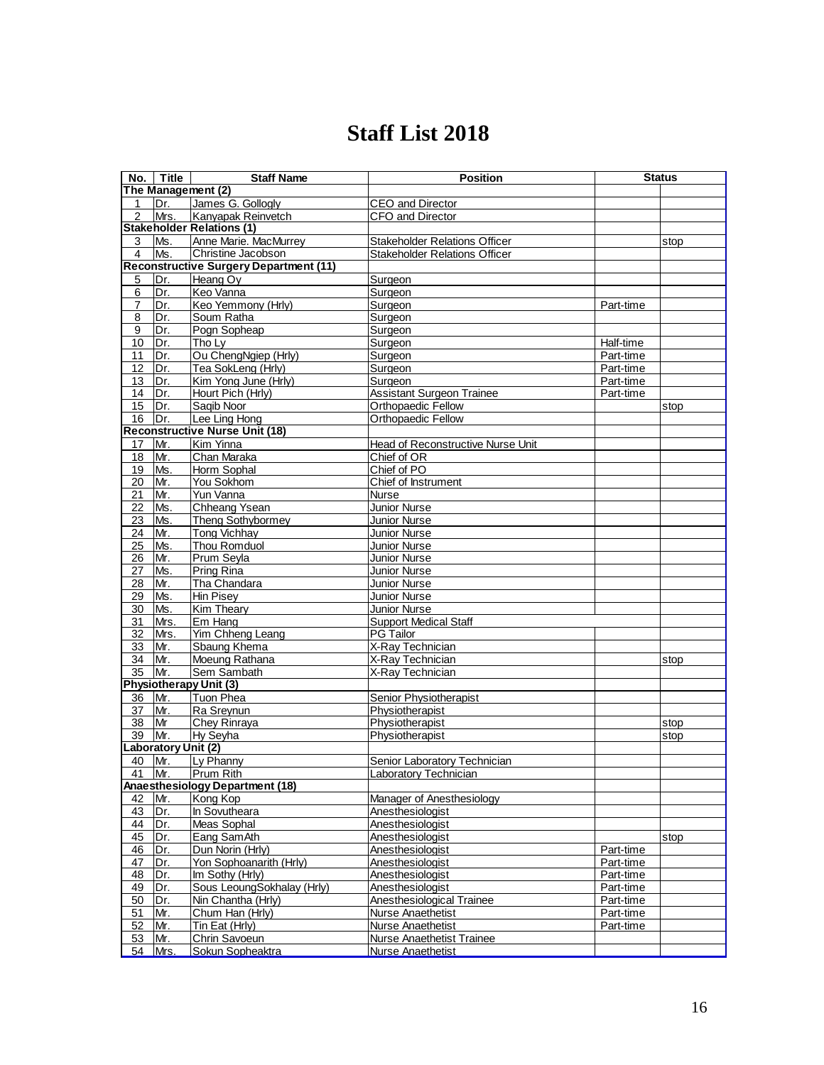# Staff List 2018

| No. | Title | Staff Name | Position | Status | |
|---|---|---|---|---|---|
| **The Management (2)** | | | | | |
| 1 | Dr. | James G. Gollogly | CEO and Director | | |
| 2 | Mrs. | Kanyapak Reinvetch | CFO and Director | | |
| **Stakeholder Relations (1)** | | | | | |
| 3 | Ms. | Anne Marie. MacMurrey | Stakeholder Relations Officer | | stop |
| 4 | Ms. | Christine Jacobson | Stakeholder Relations Officer | | |
| **Reconstructive Surgery Department (11)** | | | | | |
| 5 | Dr. | Heang Oy | Surgeon | | |
| 6 | Dr. | Keo Vanna | Surgeon | | |
| 7 | Dr. | Keo Yemmony (Hrly) | Surgeon | Part-time | |
| 8 | Dr. | Soum Ratha | Surgeon | | |
| 9 | Dr. | Pogn Sopheap | Surgeon | | |
| 10 | Dr. | Tho Ly | Surgeon | Half-time | |
| 11 | Dr. | Ou ChengNgiep (Hrly) | Surgeon | Part-time | |
| 12 | Dr. | Tea SokLeng (Hrly) | Surgeon | Part-time | |
| 13 | Dr. | Kim Yong June (Hrly) | Surgeon | Part-time | |
| 14 | Dr. | Hourt Pich (Hrly) | Assistant Surgeon Trainee | Part-time | |
| 15 | Dr. | Saqib Noor | Orthopaedic Fellow | | stop |
| 16 | Dr. | Lee Ling Hong | Orthopaedic Fellow | | |
| **Reconstructive Nurse Unit (18)** | | | | | |
| 17 | Mr. | Kim Yinna | Head of Reconstructive Nurse Unit | | |
| 18 | Mr. | Chan Maraka | Chief of OR | | |
| 19 | Ms. | Horm Sophal | Chief of PO | | |
| 20 | Mr. | You Sokhom | Chief of Instrument | | |
| 21 | Mr. | Yun Vanna | Nurse | | |
| 22 | Ms. | Chheang Ysean | Junior Nurse | | |
| 23 | Ms. | Theng Sothybormey | Junior Nurse | | |
| 24 | Mr. | Tong Vichhay | Junior Nurse | | |
| 25 | Ms. | Thou Romduol | Junior Nurse | | |
| 26 | Mr. | Prum Seyla | Junior Nurse | | |
| 27 | Ms. | Pring Rina | Junior Nurse | | |
| 28 | Mr. | Tha Chandara | Junior Nurse | | |
| 29 | Ms. | Hin Pisey | Junior Nurse | | |
| 30 | Ms. | Kim Theary | Junior Nurse | | |
| 31 | Mrs. | Em Hang | Support Medical Staff | | |
| 32 | Mrs. | Yim Chheng Leang | PG Tailor | | |
| 33 | Mr. | Sbaung Khema | X-Ray Technician | | |
| 34 | Mr. | Moeung Rathana | X-Ray Technician | | stop |
| 35 | Mr. | Sem Sambath | X-Ray Technician | | |
| **Physiotherapy Unit (3)** | | | | | |
| 36 | Mr. | Tuon Phea | Senior Physiotherapist | | |
| 37 | Mr. | Ra Sreynun | Physiotherapist | | |
| 38 | Mr | Chey Rinraya | Physiotherapist | | stop |
| 39 | Mr. | Hy Seyha | Physiotherapist | | stop |
| **Laboratory Unit (2)** | | | | | |
| 40 | Mr. | Ly Phanny | Senior Laboratory Technician | | |
| 41 | Mr. | Prum Rith | Laboratory Technician | | |
| **Anaesthesiology Department (18)** | | | | | |
| 42 | Mr. | Kong Kop | Manager of Anesthesiology | | |
| 43 | Dr. | In Sovutheara | Anesthesiologist | | |
| 44 | Dr. | Meas Sophal | Anesthesiologist | | |
| 45 | Dr. | Eang SamAth | Anesthesiologist | | stop |
| 46 | Dr. | Dun Norin (Hrly) | Anesthesiologist | Part-time | |
| 47 | Dr. | Yon Sophoanarith (Hrly) | Anesthesiologist | Part-time | |
| 48 | Dr. | Im Sothy (Hrly) | Anesthesiologist | Part-time | |
| 49 | Dr. | Sous LeoungSokhalay (Hrly) | Anesthesiologist | Part-time | |
| 50 | Dr. | Nin Chantha (Hrly) | Anesthesiological Trainee | Part-time | |
| 51 | Mr. | Chum Han (Hrly) | Nurse Anaethetist | Part-time | |
| 52 | Mr. | Tin Eat (Hrly) | Nurse Anaethetist | Part-time | |
| 53 | Mr. | Chrin Savoeun | Nurse Anaethetist Trainee | | |
| 54 | Mrs. | Sokun Sopheaktra | Nurse Anaethetist | | |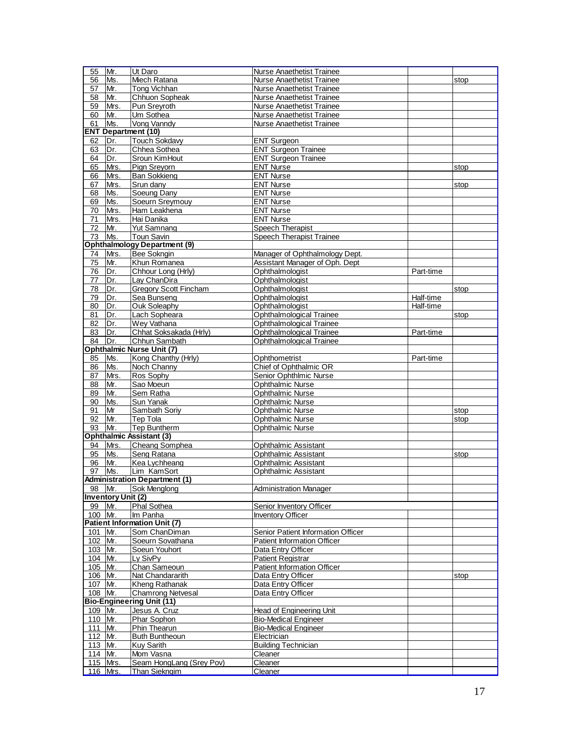| | | | | | |
|---|---|---|---|---|---|
| 55 | Mr. | Ut Daro | Nurse Anaethetist Trainee | | |
| 56 | Ms. | Miech Ratana | Nurse Anaethetist Trainee | | stop |
| 57 | Mr. | Tong Vichhan | Nurse Anaethetist Trainee | | |
| 58 | Mr. | Chhuon Sopheak | Nurse Anaethetist Trainee | | |
| 59 | Mrs. | Pun Sreyroth | Nurse Anaethetist Trainee | | |
| 60 | Mr. | Um Sothea | Nurse Anaethetist Trainee | | |
| 61 | Ms. | Vong Vanndy | Nurse Anaethetist Trainee | | |
| **ENT Department (10)** | | | | | |
| 62 | Dr. | Touch Sokdavy | ENT Surgeon | | |
| 63 | Dr. | Chhea Sothea | ENT Surgeon Trainee | | |
| 64 | Dr. | Sroun KimHout | ENT Surgeon Trainee | | |
| 65 | Mrs. | Pign Sreyorn | ENT Nurse | | stop |
| 66 | Mrs. | Ban Sokkieng | ENT Nurse | | |
| 67 | Mrs. | Srun dany | ENT Nurse | | stop |
| 68 | Ms. | Soeung Dany | ENT Nurse | | |
| 69 | Ms. | Soeurn Sreymouy | ENT Nurse | | |
| 70 | Mrs. | Ham Leakhena | ENT Nurse | | |
| 71 | Mrs. | Hai Danika | ENT Nurse | | |
| 72 | Mr. | Yut Samnang | Speech Therapist | | |
| 73 | Ms. | Toun Savin | Speech Therapist Trainee | | |
| **Ophthalmology Department (9)** | | | | | |
| 74 | Mrs. | Bee Sokngin | Manager of Ophthalmology Dept. | | |
| 75 | Mr. | Khun Romanea | Assistant Manager of Oph. Dept | | |
| 76 | Dr. | Chhour Long (Hrly) | Ophthalmologist | Part-time | |
| 77 | Dr. | Lay ChanDira | Ophthalmologist | | |
| 78 | Dr. | Gregory Scott Fincham | Ophthalmologist | | stop |
| 79 | Dr. | Sea Bunseng | Ophthalmologist | Half-time | |
| 80 | Dr. | Ouk Soleaphy | Ophthalmologist | Half-time | |
| 81 | Dr. | Lach Sopheara | Ophthalmological Trainee | | stop |
| 82 | Dr. | Wey Vathana | Ophthalmological Trainee | | |
| 83 | Dr. | Chhat Soksakada (Hrly) | Ophthalmological Trainee | Part-time | |
| 84 | Dr. | Chhun Sambath | Ophthalmological Trainee | | |
| **Ophthalmic Nurse Unit (7)** | | | | | |
| 85 | Ms. | Kong Chanthy (Hrly) | Ophthometrist | Part-time | |
| 86 | Ms. | Noch Channy | Chief of Ophthalmic OR | | |
| 87 | Mrs. | Ros Sophy | Senior Ophthlmic Nurse | | |
| 88 | Mr. | Sao Moeun | Ophthalmic Nurse | | |
| 89 | Mr. | Sem Ratha | Ophthalmic Nurse | | |
| 90 | Ms. | Sun Yanak | Ophthalmic Nurse | | |
| 91 | Mr | Sambath Soriy | Ophthalmic Nurse | | stop |
| 92 | Mr. | Tep Tola | Ophthalmic Nurse | | stop |
| 93 | Mr. | Tep Buntherm | Ophthalmic Nurse | | |
| **Ophthalmic Assistant (3)** | | | | | |
| 94 | Mrs. | Cheang Somphea | Ophthalmic Assistant | | |
| 95 | Ms. | Seng Ratana | Ophthalmic Assistant | | stop |
| 96 | Mr. | Kea Lychheang | Ophthalmic Assistant | | |
| 97 | Ms. | Lim KamSort | Ophthalmic Assistant | | |
| **Administration Department (1)** | | | | | |
| 98 | Mr. | Sok Menglong | Administration Manager | | |
| **Inventory Unit (2)** | | | | | |
| 99 | Mr. | Phal Sothea | Senior Inventory Officer | | |
| 100 | Mr. | Im Panha | Inventory Officer | | |
| **Patient Information Unit (7)** | | | | | |
| 101 | Mr. | Som ChanDiman | Senior Patient Information Officer | | |
| 102 | Mr. | Soeurn Sovathana | Patient Information Officer | | |
| 103 | Mr. | Soeun Youhort | Data Entry Officer | | |
| 104 | Mr. | Ly SivPy | Patient Registrar | | |
| 105 | Mr. | Chan Sameoun | Patient Information Officer | | |
| 106 | Mr. | Nat Chandararith | Data Entry Officer | | stop |
| 107 | Mr. | Kheng Rathanak | Data Entry Officer | | |
| 108 | Mr. | Chamrong Netvesal | Data Entry Officer | | |
| **Bio-Engineering Unit (11)** | | | | | |
| 109 | Mr. | Jesus A. Cruz | Head of Engineering Unit | | |
| 110 | Mr. | Phar Sophon | Bio-Medical Engineer | | |
| 111 | Mr. | Phin Thearun | Bio-Medical Engineer | | |
| 112 | Mr. | Buth Buntheoun | Electrician | | |
| 113 | Mr. | Kuy Sarith | Building Technician | | |
| 114 | Mr. | Mom Vasna | Cleaner | | |
| 115 | Mrs. | Seam HongLang (Srey Pov) | Cleaner | | |
| 116 | Mrs. | Than Siekngim | Cleaner | | |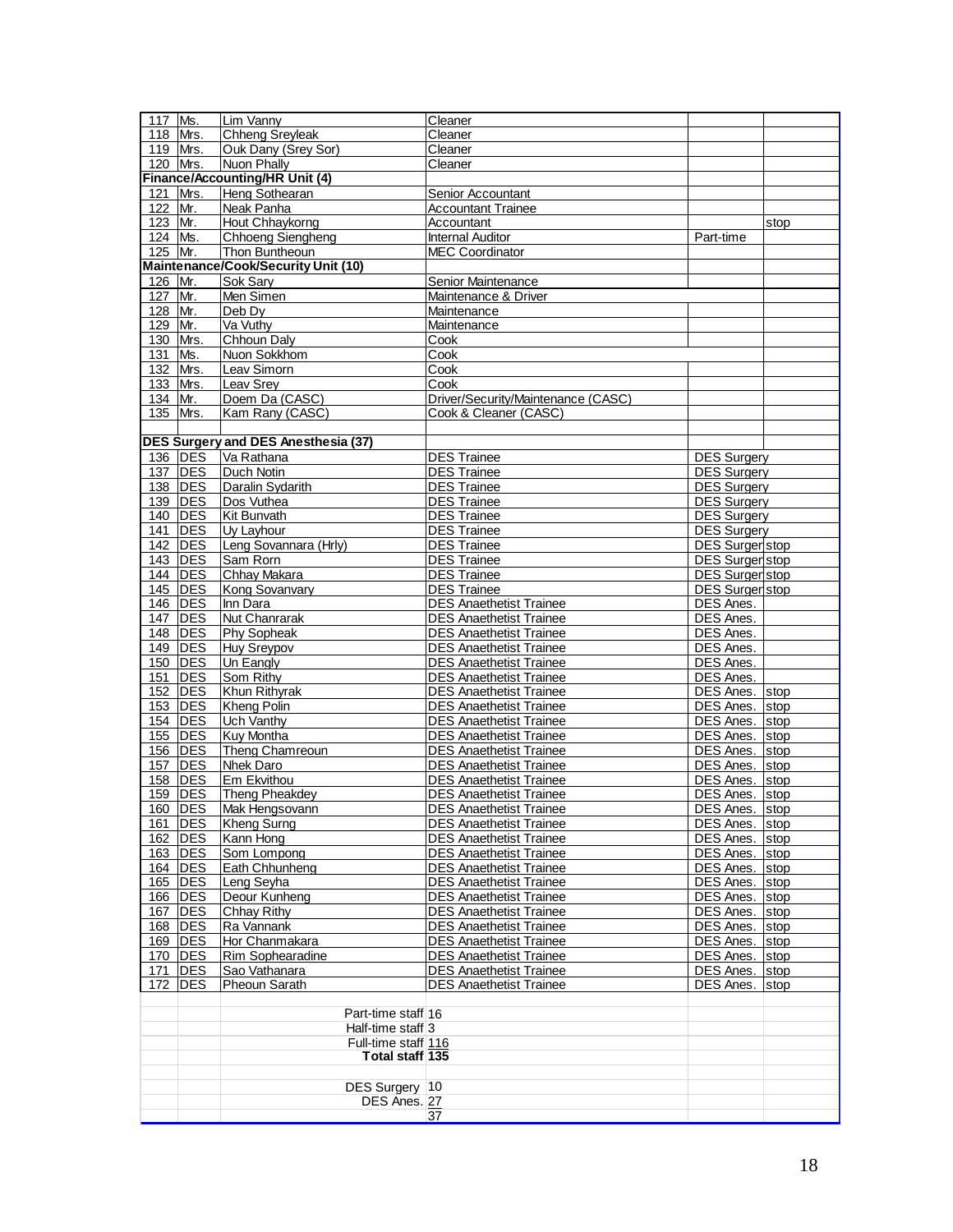| | | | | | |
|---|---|---|---|---|---|
| 117 | Ms. | Lim Vanny | Cleaner | | |
| 118 | Mrs. | Chheng Sreyleak | Cleaner | | |
| 119 | Mrs. | Ouk Dany (Srey Sor) | Cleaner | | |
| 120 | Mrs. | Nuon Phally | Cleaner | | |
| **Finance/Accounting/HR Unit (4)** | | | | | |
| 121 | Mrs. | Heng Sothearan | Senior Accountant | | |
| 122 | Mr. | Neak Panha | Accountant Trainee | | |
| 123 | Mr. | Hout Chhaykorng | Accountant | | stop |
| 124 | Ms. | Chhoeng Siengheng | Internal Auditor | Part-time | |
| 125 | Mr. | Thon Buntheoun | MEC Coordinator | | |
| **Maintenance/Cook/Security Unit (10)** | | | | | |
| 126 | Mr. | Sok Sary | Senior Maintenance | | |
| 127 | Mr. | Men Simen | Maintenance & Driver | | |
| 128 | Mr. | Deb Dy | Maintenance | | |
| 129 | Mr. | Va Vuthy | Maintenance | | |
| 130 | Mrs. | Chhoun Daly | Cook | | |
| 131 | Ms. | Nuon Sokkhom | Cook | | |
| 132 | Mrs. | Leav Simorn | Cook | | |
| 133 | Mrs. | Leav Srey | Cook | | |
| 134 | Mr. | Doem Da (CASC) | Driver/Security/Maintenance (CASC) | | |
| 135 | Mrs. | Kam Rany (CASC) | Cook & Cleaner (CASC) | | |
| | | | | | |
| **DES Surgery and DES Anesthesia (37)** | | | | | |
| 136 | DES | Va Rathana | DES Trainee | DES Surgery | |
| 137 | DES | Duch Notin | DES Trainee | DES Surgery | |
| 138 | DES | Daralin Sydarith | DES Trainee | DES Surgery | |
| 139 | DES | Dos Vuthea | DES Trainee | DES Surgery | |
| 140 | DES | Kit Bunvath | DES Trainee | DES Surgery | |
| 141 | DES | Uy Layhour | DES Trainee | DES Surgery | |
| 142 | DES | Leng Sovannara (Hrly) | DES Trainee | DES Surger | stop |
| 143 | DES | Sam Rorn | DES Trainee | DES Surger | stop |
| 144 | DES | Chhay Makara | DES Trainee | DES Surger | stop |
| 145 | DES | Kong Sovanvary | DES Trainee | DES Surger | stop |
| 146 | DES | Inn Dara | DES Anaethetist Trainee | DES Anes. | |
| 147 | DES | Nut Chanrarak | DES Anaethetist Trainee | DES Anes. | |
| 148 | DES | Phy Sopheak | DES Anaethetist Trainee | DES Anes. | |
| 149 | DES | Huy Sreypov | DES Anaethetist Trainee | DES Anes. | |
| 150 | DES | Un Eangly | DES Anaethetist Trainee | DES Anes. | |
| 151 | DES | Som Rithy | DES Anaethetist Trainee | DES Anes. | |
| 152 | DES | Khun Rithyrak | DES Anaethetist Trainee | DES Anes. | stop |
| 153 | DES | Kheng Polin | DES Anaethetist Trainee | DES Anes. | stop |
| 154 | DES | Uch Vanthy | DES Anaethetist Trainee | DES Anes. | stop |
| 155 | DES | Kuy Montha | DES Anaethetist Trainee | DES Anes. | stop |
| 156 | DES | Theng Chamreoun | DES Anaethetist Trainee | DES Anes. | stop |
| 157 | DES | Nhek Daro | DES Anaethetist Trainee | DES Anes. | stop |
| 158 | DES | Em Ekvithou | DES Anaethetist Trainee | DES Anes. | stop |
| 159 | DES | Theng Pheakdey | DES Anaethetist Trainee | DES Anes. | stop |
| 160 | DES | Mak Hengsovann | DES Anaethetist Trainee | DES Anes. | stop |
| 161 | DES | Kheng Surng | DES Anaethetist Trainee | DES Anes. | stop |
| 162 | DES | Kann Hong | DES Anaethetist Trainee | DES Anes. | stop |
| 163 | DES | Som Lompong | DES Anaethetist Trainee | DES Anes. | stop |
| 164 | DES | Eath Chhunheng | DES Anaethetist Trainee | DES Anes. | stop |
| 165 | DES | Leng Seyha | DES Anaethetist Trainee | DES Anes. | stop |
| 166 | DES | Deour Kunheng | DES Anaethetist Trainee | DES Anes. | stop |
| 167 | DES | Chhay Rithy | DES Anaethetist Trainee | DES Anes. | stop |
| 168 | DES | Ra Vannank | DES Anaethetist Trainee | DES Anes. | stop |
| 169 | DES | Hor Chanmakara | DES Anaethetist Trainee | DES Anes. | stop |
| 170 | DES | Rim Sophearadine | DES Anaethetist Trainee | DES Anes. | stop |
| 171 | DES | Sao Vathanara | DES Anaethetist Trainee | DES Anes. | stop |
| 172 | DES | Pheoun Sarath | DES Anaethetist Trainee | DES Anes. | stop |
| | | | | | |
| | | Part-time staff | 16 | | |
| | | Half-time staff | 3 | | |
| | | Full-time staff | 116 | | |
| | | **Total staff** | **135** | | |
| | | | | | |
| | | DES Surgery | 10 | | |
| | | DES Anes. | 27 | | |
| | | | 37 | | |